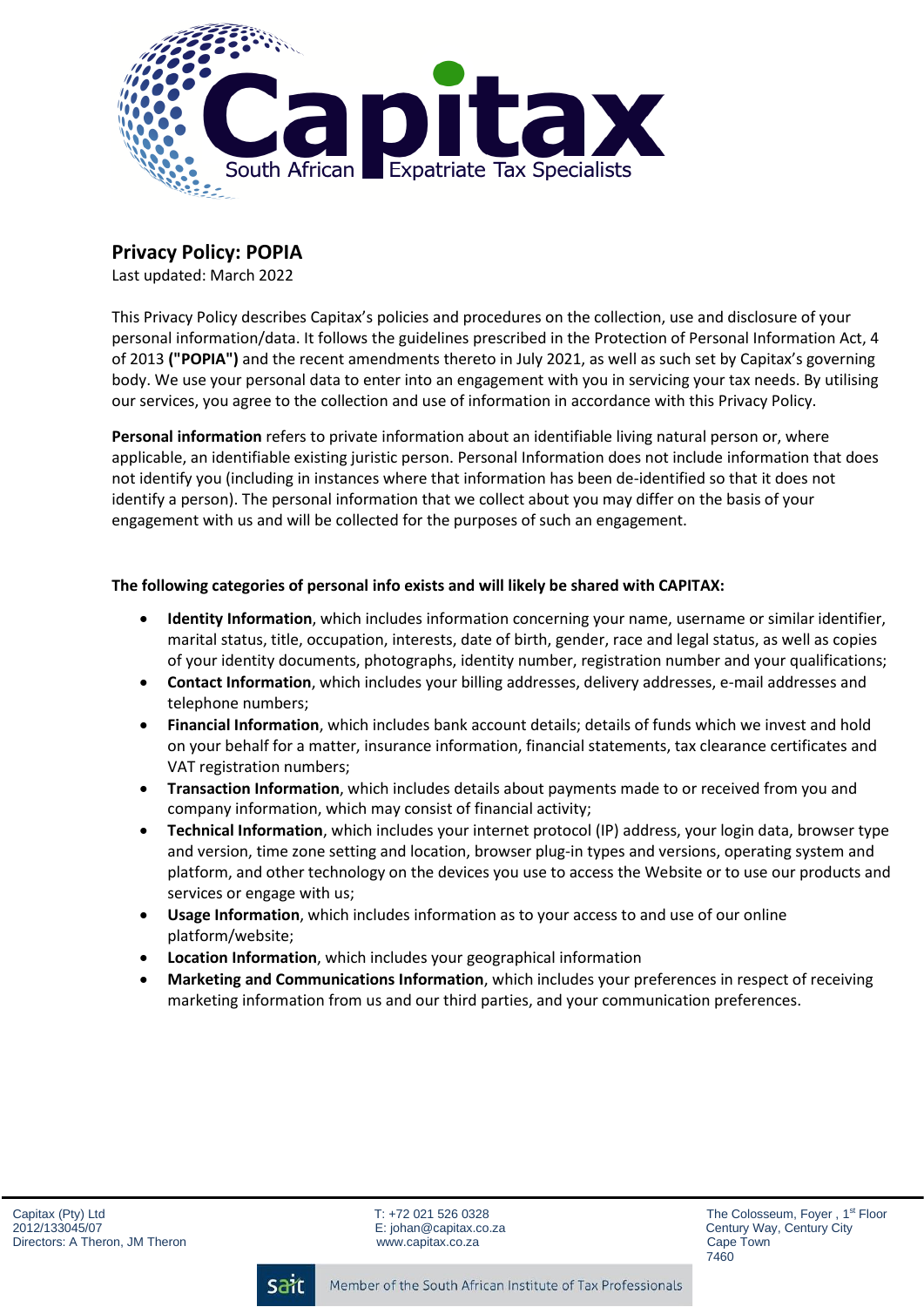## Privacy Policy: POPIA

Last updated: March 2022

This Privacy Policy describes Capitax's policies and procedures on the collection, use and disclosure of your personal information/data. It follows the guidelines prescribed in the Protection of Personal Information Act, 4 of 2013 **("POPIA")** and the recent amendments thereto in July 2021, as well as such set by Capitax's governing body. We use your personal data to enter into an engagement with you in servicing your tax needs. By utilising our services, you agree to the collection and use of information in accordance with this Privacy Policy.

**Personal information** refers to private information about an identifiable living natural person or, where applicable, an identifiable existing juristic person. Personal Information does not include information that does not identify you (including in instances where that information has been de-identified so that it does not identify a person). The personal information that we collect about you may differ on the basis of your engagement with us and will be collected for the purposes of such an engagement.

**The following categories of personal info exists and will likely be shared with CAPITAX:**

- **Identity Information**, which includes information concerning your name, username or similar identifier, marital status, title, occupation, interests, date of birth, gender, race and legal status, as well as copies of your identity documents, photographs, identity number, registration number and your qualifications;
- **Contact Information**, which includes your billing addresses, delivery addresses, e-mail addresses and telephone numbers;
- **Financial Information**, which includes bank account details; details of funds which we invest and hold on your behalf for a matter, insurance information, financial statements, tax clearance certificates and VAT registration numbers;
- **Transaction Information**, which includes details about payments made to or received from you and company information, which may consist of financial activity;
- **Technical Information**, which includes your internet protocol (IP) address, your login data, browser type and version, time zone setting and location, browser plug-in types and versions, operating system and platform, and other technology on the devices you use to access the Website or to use our products and services or engage with us;
- **Usage Information**, which includes information as to your access to and use of our online platform/website;
- **Location Information**, which includes your geographical information
- **Marketing and Communications Information**, which includes your preferences in respect of receiving marketing information from us and our third parties, and your communication preferences.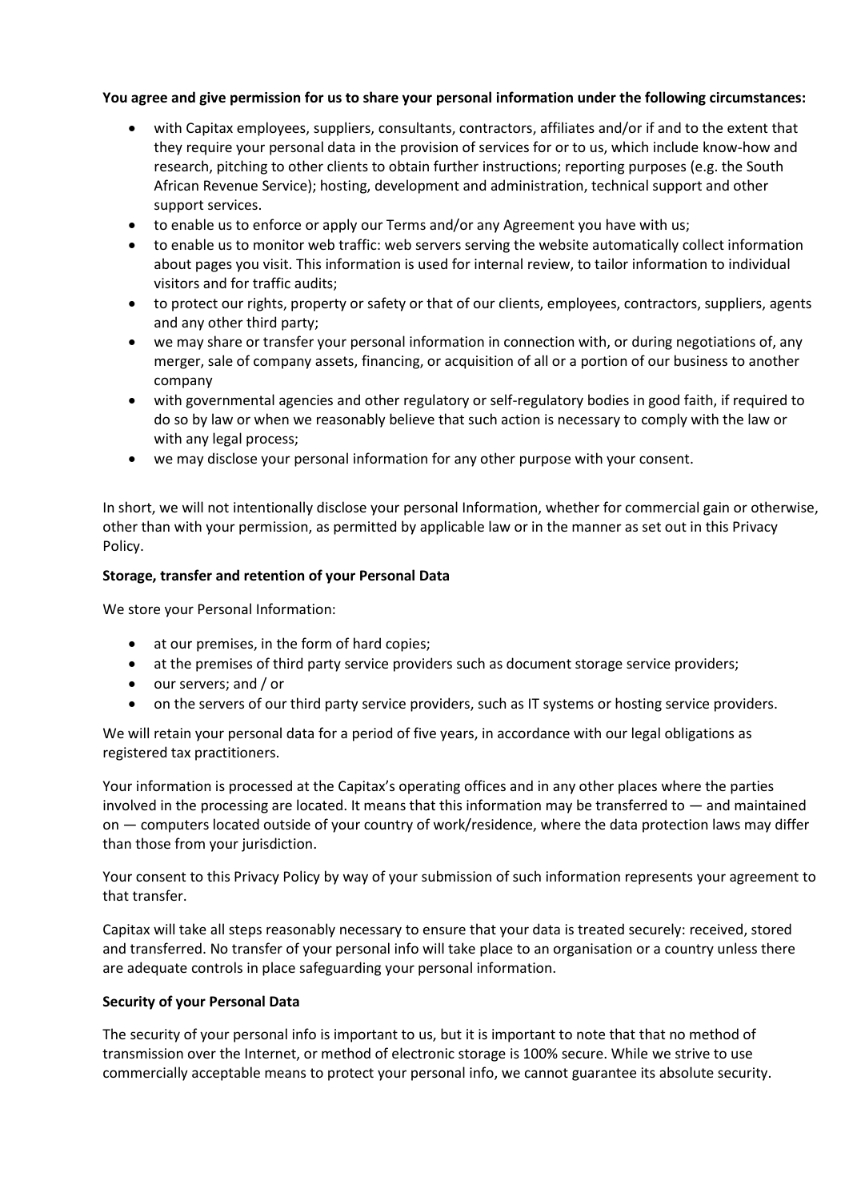**You agree and give permission for us to share your personal information under the following circumstances:**

- with Capitax employees, suppliers, consultants, contractors, affiliates and/or if and to the extent that they require your personal data in the provision of services for or to us, which include know-how and research, pitching to other clients to obtain further instructions; reporting purposes (e.g. the South African Revenue Service); hosting, development and administration, technical support and other support services.
- to enable us to enforce or apply our Terms and/or any Agreement you have with us;
- to enable us to monitor web traffic: web servers serving the website automatically collect information about pages you visit. This information is used for internal review, to tailor information to individual visitors and for traffic audits;
- to protect our rights, property or safety or that of our clients, employees, contractors, suppliers, agents and any other third party;
- we may share or transfer your personal information in connection with, or during negotiations of, any merger, sale of company assets, financing, or acquisition of all or a portion of our business to another company
- with governmental agencies and other regulatory or self-regulatory bodies in good faith, if required to do so by law or when we reasonably believe that such action is necessary to comply with the law or with any legal process;
- we may disclose your personal information for any other purpose with your consent.

In short, we will not intentionally disclose your personal Information, whether for commercial gain or otherwise, other than with your permission, as permitted by applicable law or in the manner as set out in this Privacy Policy.

**Storage, transfer and retention of your Personal Data**

We store your Personal Information:

- at our premises, in the form of hard copies;
- at the premises of third party service providers such as document storage service providers;
- our servers; and / or
- on the servers of our third party service providers, such as IT systems or hosting service providers.

We will retain your personal data for a period of five years, in accordance with our legal obligations as registered tax practitioners.

Your information is processed at the Capitax's operating offices and in any other places where the parties involved in the processing are located. It means that this information may be transferred to — and maintained on — computers located outside of your country of work/residence, where the data protection laws may differ than those from your jurisdiction.

Your consent to this Privacy Policy by way of your submission of such information represents your agreement to that transfer.

Capitax will take all steps reasonably necessary to ensure that your data is treated securely: received, stored and transferred. No transfer of your personal info will take place to an organisation or a country unless there are adequate controls in place safeguarding your personal information.

**Security of your Personal Data**

The security of your personal info is important to us, but it is important to note that that no method of transmission over the Internet, or method of electronic storage is 100% secure. While we strive to use commercially acceptable means to protect your personal info, we cannot guarantee its absolute security.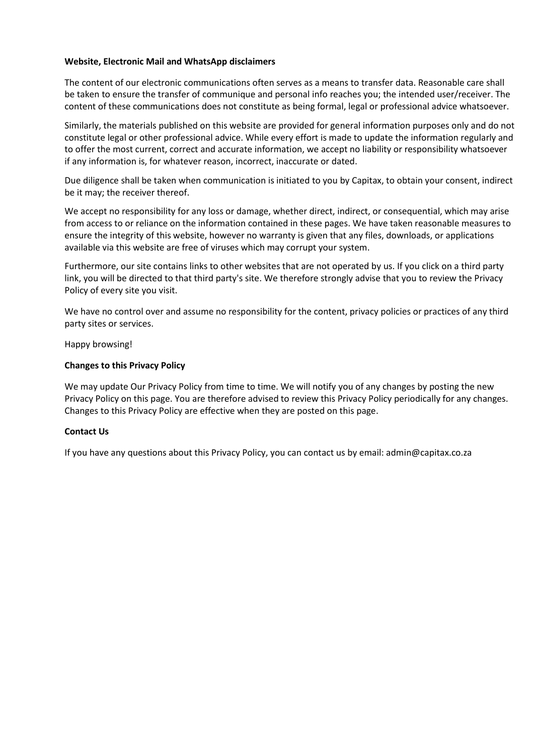**Website, Electronic Mail and WhatsApp disclaimers**

The content of our electronic communications often serves as a means to transfer data. Reasonable care shall be taken to ensure the transfer of communique and personal info reaches you; the intended user/receiver. The content of these communications does not constitute as being formal, legal or professional advice whatsoever.

Similarly, the materials published on this website are provided for general information purposes only and do not constitute legal or other professional advice. While every effort is made to update the information regularly and to offer the most current, correct and accurate information, we accept no liability or responsibility whatsoever if any information is, for whatever reason, incorrect, inaccurate or dated.

Due diligence shall be taken when communication is initiated to you by Capitax, to obtain your consent, indirect be it may; the receiver thereof.

We accept no responsibility for any loss or damage, whether direct, indirect, or consequential, which may arise from access to or reliance on the information contained in these pages. We have taken reasonable measures to ensure the integrity of this website, however no warranty is given that any files, downloads, or applications available via this website are free of viruses which may corrupt your system.

Furthermore, our site contains links to other websites that are not operated by us. If you click on a third party link, you will be directed to that third party's site. We therefore strongly advise that you to review the Privacy Policy of every site you visit.

We have no control over and assume no responsibility for the content, privacy policies or practices of any third party sites or services.

Happy browsing!

**Changes to this Privacy Policy**

We may update Our Privacy Policy from time to time. We will notify you of any changes by posting the new Privacy Policy on this page. You are therefore advised to review this Privacy Policy periodically for any changes. Changes to this Privacy Policy are effective when they are posted on this page.

**Contact Us**

If you have any questions about this Privacy Policy, you can contact us by email: admin@capitax.co.za